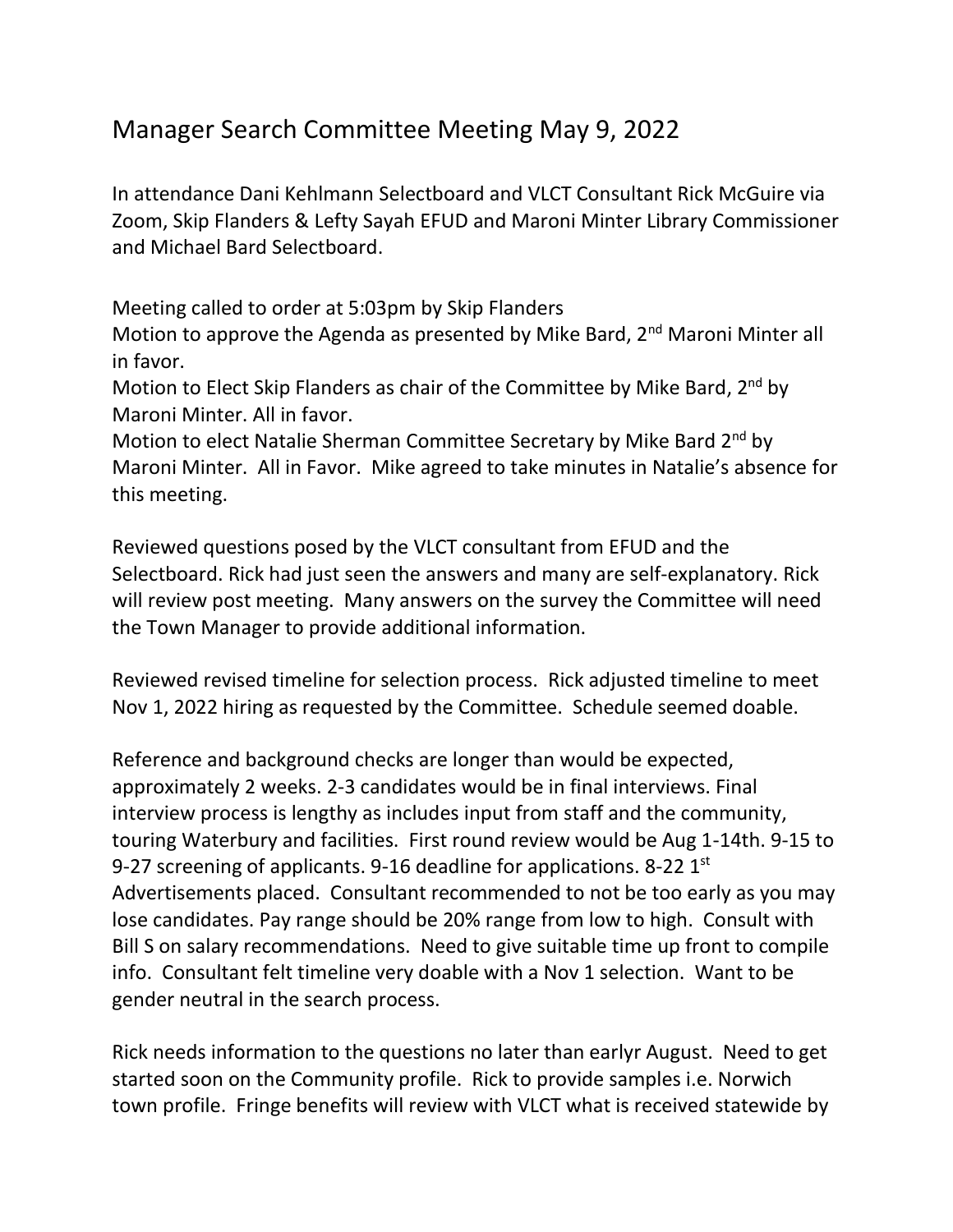# Manager Search Committee Meeting May 9, 2022

In attendance Dani Kehlmann Selectboard and VLCT Consultant Rick McGuire via Zoom, Skip Flanders & Lefty Sayah EFUD and Maroni Minter Library Commissioner and Michael Bard Selectboard.

Meeting called to order at 5:03pm by Skip Flanders
Motion to approve the Agenda as presented by Mike Bard, 2nd Maroni Minter all in favor.
Motion to Elect Skip Flanders as chair of the Committee by Mike Bard, 2nd by Maroni Minter. All in favor.
Motion to elect Natalie Sherman Committee Secretary by Mike Bard 2nd by Maroni Minter. All in Favor. Mike agreed to take minutes in Natalie's absence for this meeting.

Reviewed questions posed by the VLCT consultant from EFUD and the Selectboard. Rick had just seen the answers and many are self-explanatory. Rick will review post meeting. Many answers on the survey the Committee will need the Town Manager to provide additional information.

Reviewed revised timeline for selection process. Rick adjusted timeline to meet Nov 1, 2022 hiring as requested by the Committee. Schedule seemed doable.

Reference and background checks are longer than would be expected, approximately 2 weeks. 2-3 candidates would be in final interviews. Final interview process is lengthy as includes input from staff and the community, touring Waterbury and facilities. First round review would be Aug 1-14th. 9-15 to 9-27 screening of applicants. 9-16 deadline for applications. 8-22 1st Advertisements placed. Consultant recommended to not be too early as you may lose candidates. Pay range should be 20% range from low to high. Consult with Bill S on salary recommendations. Need to give suitable time up front to compile info. Consultant felt timeline very doable with a Nov 1 selection. Want to be gender neutral in the search process.

Rick needs information to the questions no later than earlyr August. Need to get started soon on the Community profile. Rick to provide samples i.e. Norwich town profile. Fringe benefits will review with VLCT what is received statewide by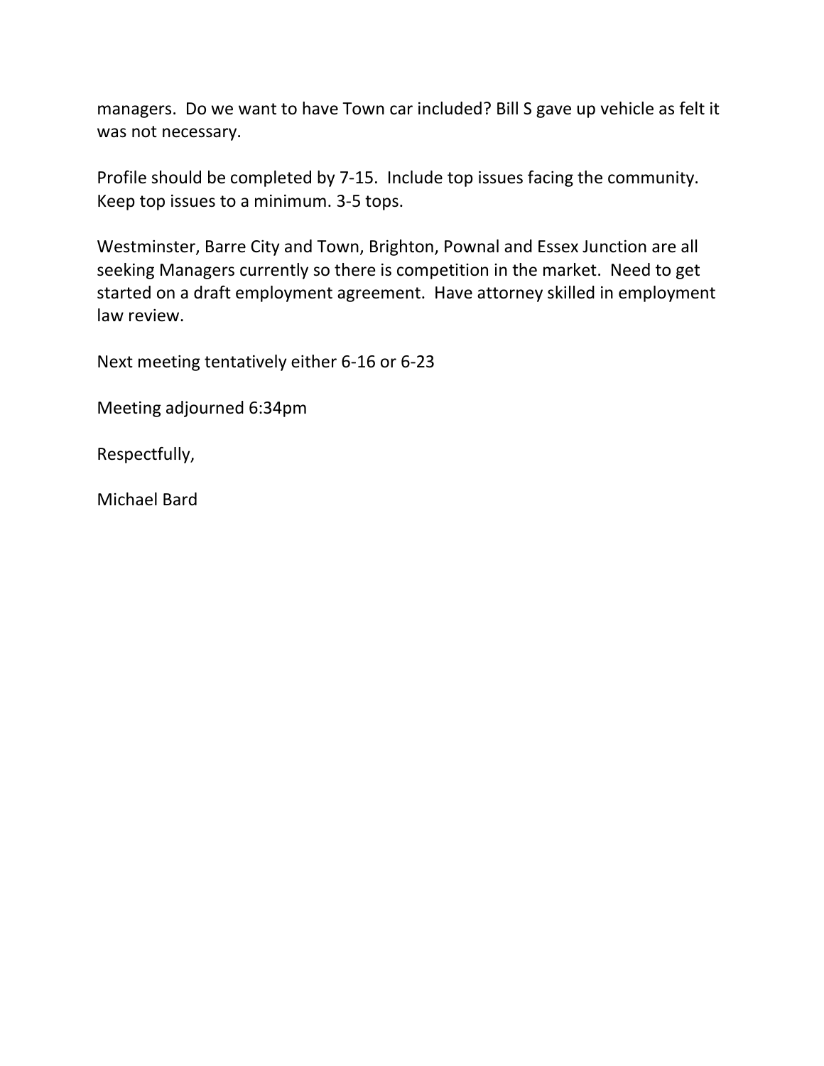managers. Do we want to have Town car included? Bill S gave up vehicle as felt it was not necessary.

Profile should be completed by 7-15. Include top issues facing the community. Keep top issues to a minimum. 3-5 tops.

Westminster, Barre City and Town, Brighton, Pownal and Essex Junction are all seeking Managers currently so there is competition in the market. Need to get started on a draft employment agreement. Have attorney skilled in employment law review.

Next meeting tentatively either 6-16 or 6-23

Meeting adjourned 6:34pm

Respectfully,

Michael Bard